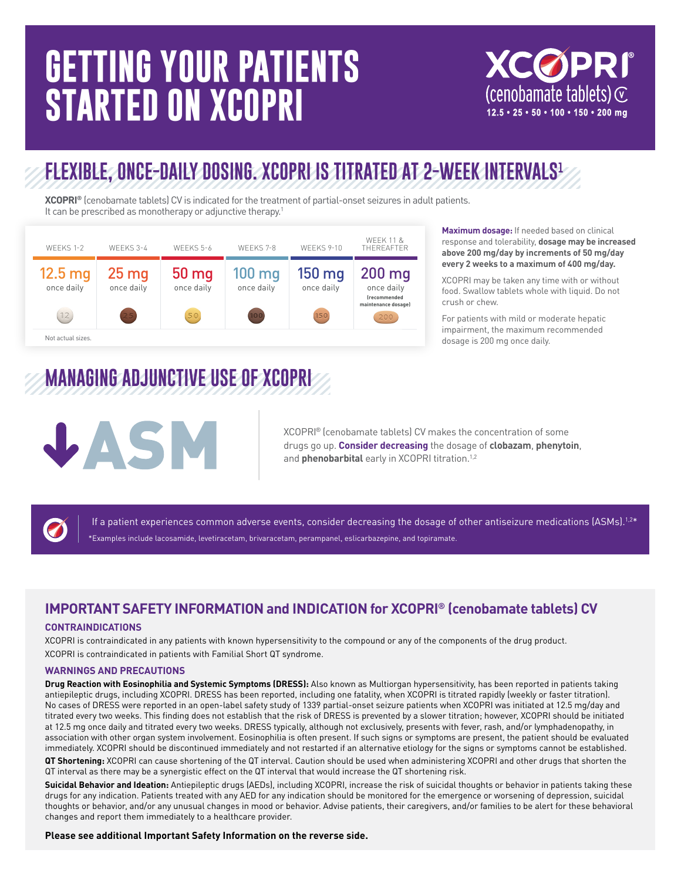# GETTING YOUR PATIENTS STARTED ON XCOPRI

XCOPRI® (cenobamate tablets) CV
12.5 • 25 • 50 • 100 • 150 • 200 mg

## FLEXIBLE, ONCE-DAILY DOSING. XCOPRI IS TITRATED AT 2-WEEK INTERVALS[1]

**XCOPRI®** (cenobamate tablets) CV is indicated for the treatment of partial-onset seizures in adult patients. It can be prescribed as monotherapy or adjunctive therapy.[1]

| WEEKS 1-2 | WEEKS 3-4 | WEEKS 5-6 | WEEKS 7-8 | WEEKS 9-10 | WEEK 11 & THEREAFTER |
|---|---|---|---|---|---|
| 12.5 mg once daily | 25 mg once daily | 50 mg once daily | 100 mg once daily | 150 mg once daily | 200 mg once daily (recommended maintenance dosage) |
| 12 | 25 | 50 | 100 | 150 | 200 |

Not actual sizes.

**Maximum dosage:** If needed based on clinical response and tolerability, **dosage may be increased above 200 mg/day by increments of 50 mg/day every 2 weeks to a maximum of 400 mg/day.**

XCOPRI may be taken any time with or without food. Swallow tablets whole with liquid. Do not crush or chew.

For patients with mild or moderate hepatic impairment, the maximum recommended dosage is 200 mg once daily.

## MANAGING ADJUNCTIVE USE OF XCOPRI

↓ASM

XCOPRI® (cenobamate tablets) CV makes the concentration of some drugs go up. **Consider decreasing** the dosage of **clobazam**, **phenytoin**, and **phenobarbital** early in XCOPRI titration.[1,2]

If a patient experiences common adverse events, consider decreasing the dosage of other antiseizure medications (ASMs).[1,2]*

*Examples include lacosamide, levetiracetam, brivaracetam, perampanel, eslicarbazepine, and topiramate.

## IMPORTANT SAFETY INFORMATION and INDICATION for XCOPRI® (cenobamate tablets) CV

### CONTRAINDICATIONS

XCOPRI is contraindicated in any patients with known hypersensitivity to the compound or any of the components of the drug product.

XCOPRI is contraindicated in patients with Familial Short QT syndrome.

### WARNINGS AND PRECAUTIONS

**Drug Reaction with Eosinophilia and Systemic Symptoms (DRESS):** Also known as Multiorgan hypersensitivity, has been reported in patients taking antiepileptic drugs, including XCOPRI. DRESS has been reported, including one fatality, when XCOPRI is titrated rapidly (weekly or faster titration). No cases of DRESS were reported in an open-label safety study of 1339 partial-onset seizure patients when XCOPRI was initiated at 12.5 mg/day and titrated every two weeks. This finding does not establish that the risk of DRESS is prevented by a slower titration; however, XCOPRI should be initiated at 12.5 mg once daily and titrated every two weeks. DRESS typically, although not exclusively, presents with fever, rash, and/or lymphadenopathy, in association with other organ system involvement. Eosinophilia is often present. If such signs or symptoms are present, the patient should be evaluated immediately. XCOPRI should be discontinued immediately and not restarted if an alternative etiology for the signs or symptoms cannot be established.

**QT Shortening:** XCOPRI can cause shortening of the QT interval. Caution should be used when administering XCOPRI and other drugs that shorten the QT interval as there may be a synergistic effect on the QT interval that would increase the QT shortening risk.

**Suicidal Behavior and Ideation:** Antiepileptic drugs (AEDs), including XCOPRI, increase the risk of suicidal thoughts or behavior in patients taking these drugs for any indication. Patients treated with any AED for any indication should be monitored for the emergence or worsening of depression, suicidal thoughts or behavior, and/or any unusual changes in mood or behavior. Advise patients, their caregivers, and/or families to be alert for these behavioral changes and report them immediately to a healthcare provider.

**Please see additional Important Safety Information on the reverse side.**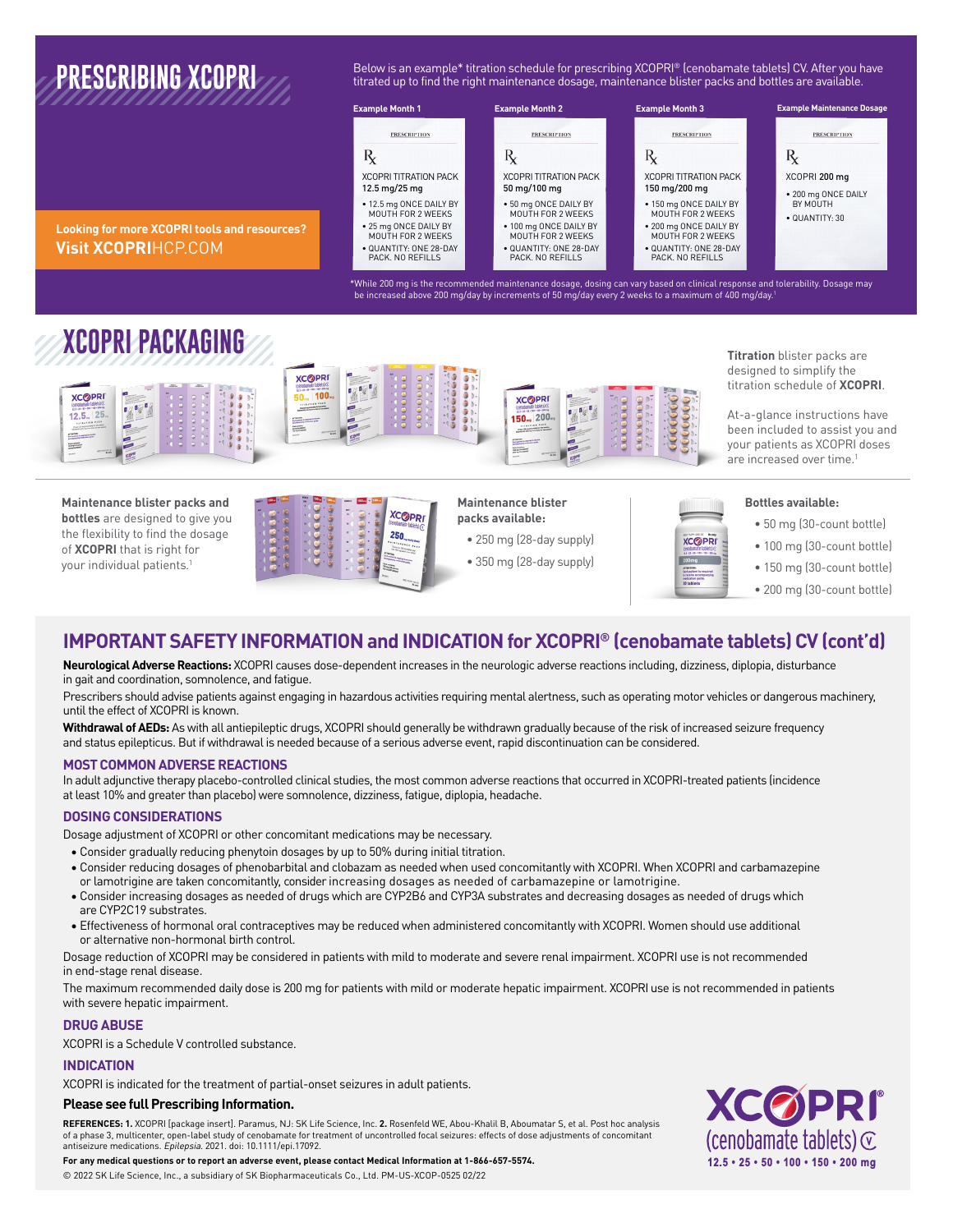# PRESCRIBING XCOPRI

Below is an example* titration schedule for prescribing XCOPRI® (cenobamate tablets) CV. After you have titrated up to find the right maintenance dosage, maintenance blister packs and bottles are available.

**Looking for more XCOPRI tools and resources?**
**Visit XCOPRI**HCP.COM

| Example Month 1 | Example Month 2 | Example Month 3 | Example Maintenance Dosage |
| --- | --- | --- | --- |
| PRESCRIPTION ℞ XCOPRI TITRATION PACK 12.5 mg/25 mg • 12.5 mg ONCE DAILY BY MOUTH FOR 2 WEEKS • 25 mg ONCE DAILY BY MOUTH FOR 2 WEEKS • QUANTITY: ONE 28-DAY PACK. NO REFILLS | PRESCRIPTION ℞ XCOPRI TITRATION PACK 50 mg/100 mg • 50 mg ONCE DAILY BY MOUTH FOR 2 WEEKS • 100 mg ONCE DAILY BY MOUTH FOR 2 WEEKS • QUANTITY: ONE 28-DAY PACK. NO REFILLS | PRESCRIPTION ℞ XCOPRI TITRATION PACK 150 mg/200 mg • 150 mg ONCE DAILY BY MOUTH FOR 2 WEEKS • 200 mg ONCE DAILY BY MOUTH FOR 2 WEEKS • QUANTITY: ONE 28-DAY PACK. NO REFILLS | PRESCRIPTION ℞ XCOPRI 200 mg • 200 mg ONCE DAILY BY MOUTH • QUANTITY: 30 |

*While 200 mg is the recommended maintenance dosage, dosing can vary based on clinical response and tolerability. Dosage may be increased above 200 mg/day by increments of 50 mg/day every 2 weeks to a maximum of 400 mg/day.[1]

# XCOPRI PACKAGING

**Titration** blister packs are designed to simplify the titration schedule of **XCOPRI**.

At-a-glance instructions have been included to assist you and your patients as XCOPRI doses are increased over time.[1]

**Maintenance blister packs and bottles** are designed to give you the flexibility to find the dosage of **XCOPRI** that is right for your individual patients.[1]

**Maintenance blister packs available:**

- 250 mg (28-day supply)
- 350 mg (28-day supply)

**Bottles available:**

- 50 mg (30-count bottle)
- 100 mg (30-count bottle)
- 150 mg (30-count bottle)
- 200 mg (30-count bottle)

## IMPORTANT SAFETY INFORMATION and INDICATION for XCOPRI® (cenobamate tablets) CV (cont'd)

**Neurological Adverse Reactions:** XCOPRI causes dose-dependent increases in the neurologic adverse reactions including, dizziness, diplopia, disturbance in gait and coordination, somnolence, and fatigue.

Prescribers should advise patients against engaging in hazardous activities requiring mental alertness, such as operating motor vehicles or dangerous machinery, until the effect of XCOPRI is known.

**Withdrawal of AEDs:** As with all antiepileptic drugs, XCOPRI should generally be withdrawn gradually because of the risk of increased seizure frequency and status epilepticus. But if withdrawal is needed because of a serious adverse event, rapid discontinuation can be considered.

### MOST COMMON ADVERSE REACTIONS

In adult adjunctive therapy placebo-controlled clinical studies, the most common adverse reactions that occurred in XCOPRI-treated patients (incidence at least 10% and greater than placebo) were somnolence, dizziness, fatigue, diplopia, headache.

### DOSING CONSIDERATIONS

Dosage adjustment of XCOPRI or other concomitant medications may be necessary.

- Consider gradually reducing phenytoin dosages by up to 50% during initial titration.
- Consider reducing dosages of phenobarbital and clobazam as needed when used concomitantly with XCOPRI. When XCOPRI and carbamazepine or lamotrigine are taken concomitantly, consider increasing dosages as needed of carbamazepine or lamotrigine.
- Consider increasing dosages as needed of drugs which are CYP2B6 and CYP3A substrates and decreasing dosages as needed of drugs which are CYP2C19 substrates.
- Effectiveness of hormonal oral contraceptives may be reduced when administered concomitantly with XCOPRI. Women should use additional or alternative non-hormonal birth control.

Dosage reduction of XCOPRI may be considered in patients with mild to moderate and severe renal impairment. XCOPRI use is not recommended in end-stage renal disease.

The maximum recommended daily dose is 200 mg for patients with mild or moderate hepatic impairment. XCOPRI use is not recommended in patients with severe hepatic impairment.

### DRUG ABUSE

XCOPRI is a Schedule V controlled substance.

### INDICATION

XCOPRI is indicated for the treatment of partial-onset seizures in adult patients.

**Please see full Prescribing Information.**

**REFERENCES: 1.** XCOPRI [package insert]. Paramus, NJ: SK Life Science, Inc. **2.** Rosenfeld WE, Abou-Khalil B, Aboumatar S, et al. Post hoc analysis of a phase 3, multicenter, open-label study of cenobamate for treatment of uncontrolled focal seizures: effects of dose adjustments of concomitant antiseizure medications. *Epilepsia.* 2021. doi: 10.1111/epi.17092.

**For any medical questions or to report an adverse event, please contact Medical Information at 1-866-657-5574.**

© 2022 SK Life Science, Inc., a subsidiary of SK Biopharmaceuticals Co., Ltd. PM-US-XCOP-0525 02/22

XCOPRI® (cenobamate tablets) CV
12.5 • 25 • 50 • 100 • 150 • 200 mg